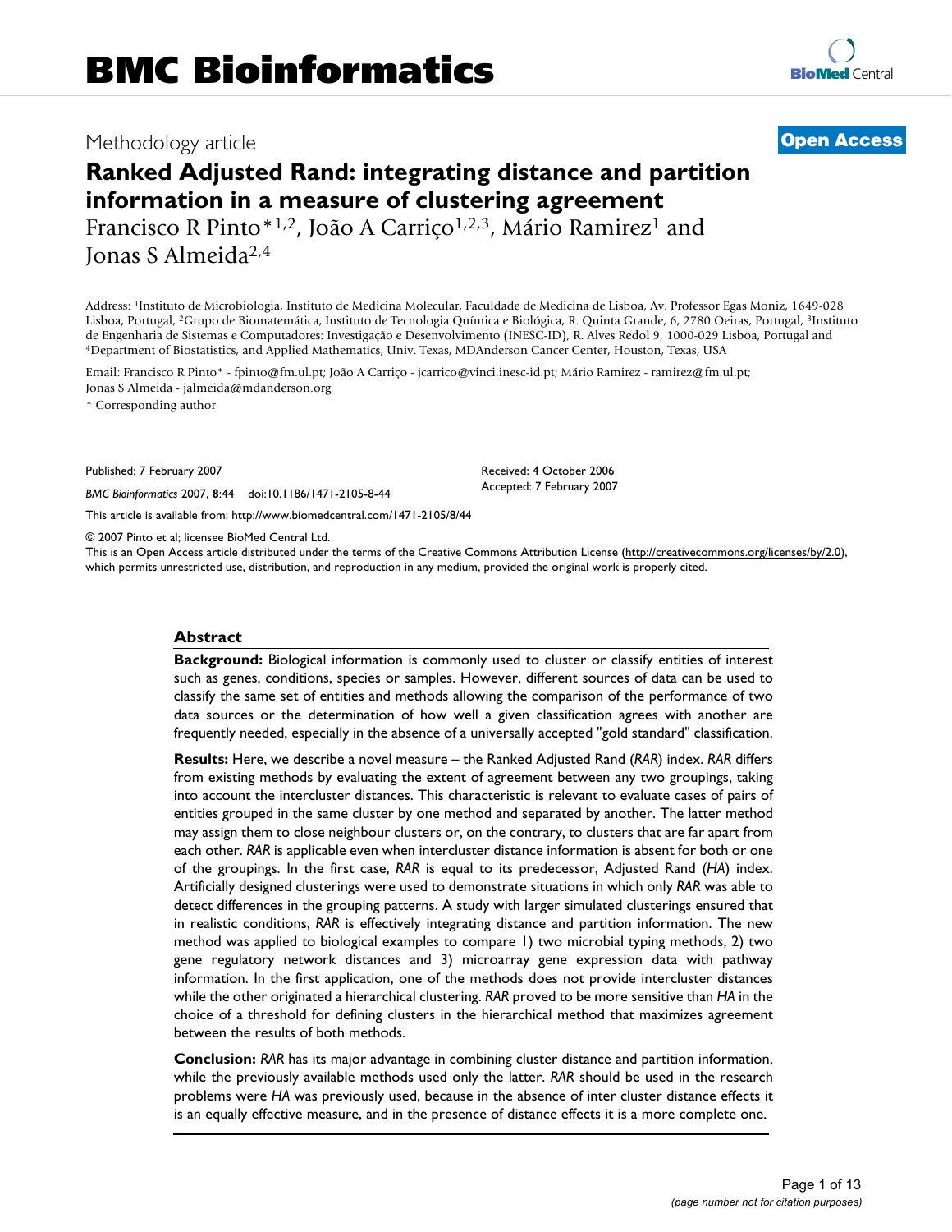# BMC Bioinformatics

Methodology article

**Open Access**

# Ranked Adjusted Rand: integrating distance and partition information in a measure of clustering agreement

Francisco R Pinto*[1,2], João A Carriço[1,2,3], Mário Ramirez[1] and Jonas S Almeida[2,4]

Address: [1]Instituto de Microbiologia, Instituto de Medicina Molecular, Faculdade de Medicina de Lisboa, Av. Professor Egas Moniz, 1649-028 Lisboa, Portugal, [2]Grupo de Biomatemática, Instituto de Tecnologia Química e Biológica, R. Quinta Grande, 6, 2780 Oeiras, Portugal, [3]Instituto de Engenharia de Sistemas e Computadores: Investigação e Desenvolvimento (INESC-ID), R. Alves Redol 9, 1000-029 Lisboa, Portugal and [4]Department of Biostatistics, and Applied Mathematics, Univ. Texas, MDAnderson Cancer Center, Houston, Texas, USA

Email: Francisco R Pinto* - fpinto@fm.ul.pt; João A Carriço - jcarrico@vinci.inesc-id.pt; Mário Ramirez - ramirez@fm.ul.pt; Jonas S Almeida - jalmeida@mdanderson.org

\* Corresponding author

Published: 7 February 2007

*BMC Bioinformatics* 2007, **8**:44 doi:10.1186/1471-2105-8-44

Received: 4 October 2006
Accepted: 7 February 2007

This article is available from: http://www.biomedcentral.com/1471-2105/8/44

© 2007 Pinto et al; licensee BioMed Central Ltd.

This is an Open Access article distributed under the terms of the Creative Commons Attribution License (http://creativecommons.org/licenses/by/2.0), which permits unrestricted use, distribution, and reproduction in any medium, provided the original work is properly cited.

## Abstract

**Background:** Biological information is commonly used to cluster or classify entities of interest such as genes, conditions, species or samples. However, different sources of data can be used to classify the same set of entities and methods allowing the comparison of the performance of two data sources or the determination of how well a given classification agrees with another are frequently needed, especially in the absence of a universally accepted "gold standard" classification.

**Results:** Here, we describe a novel measure – the Ranked Adjusted Rand (*RAR*) index. *RAR* differs from existing methods by evaluating the extent of agreement between any two groupings, taking into account the intercluster distances. This characteristic is relevant to evaluate cases of pairs of entities grouped in the same cluster by one method and separated by another. The latter method may assign them to close neighbour clusters or, on the contrary, to clusters that are far apart from each other. *RAR* is applicable even when intercluster distance information is absent for both or one of the groupings. In the first case, *RAR* is equal to its predecessor, Adjusted Rand (*HA*) index. Artificially designed clusterings were used to demonstrate situations in which only *RAR* was able to detect differences in the grouping patterns. A study with larger simulated clusterings ensured that in realistic conditions, *RAR* is effectively integrating distance and partition information. The new method was applied to biological examples to compare 1) two microbial typing methods, 2) two gene regulatory network distances and 3) microarray gene expression data with pathway information. In the first application, one of the methods does not provide intercluster distances while the other originated a hierarchical clustering. *RAR* proved to be more sensitive than *HA* in the choice of a threshold for defining clusters in the hierarchical method that maximizes agreement between the results of both methods.

**Conclusion:** *RAR* has its major advantage in combining cluster distance and partition information, while the previously available methods used only the latter. *RAR* should be used in the research problems were *HA* was previously used, because in the absence of inter cluster distance effects it is an equally effective measure, and in the presence of distance effects it is a more complete one.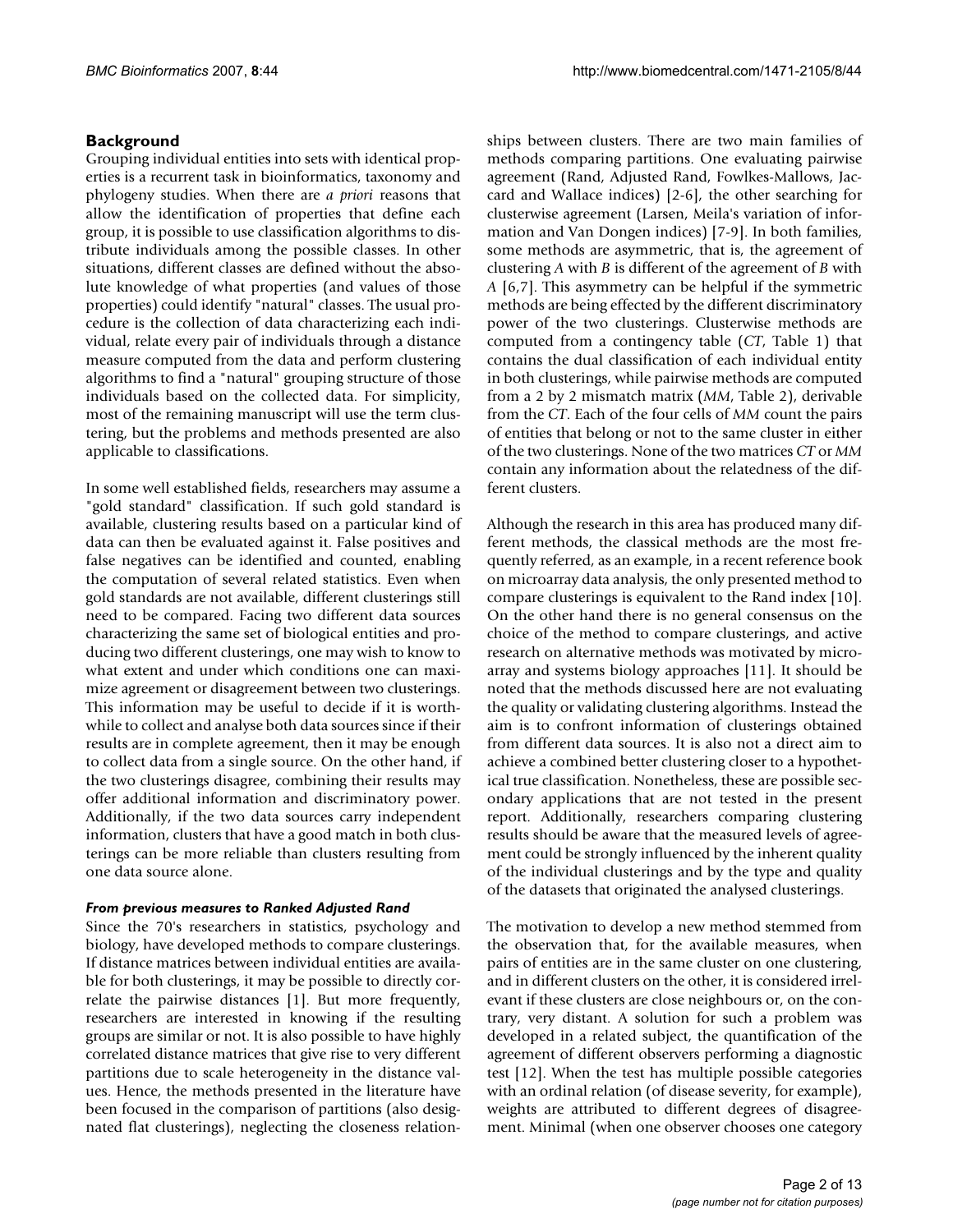## Background

Grouping individual entities into sets with identical properties is a recurrent task in bioinformatics, taxonomy and phylogeny studies. When there are *a priori* reasons that allow the identification of properties that define each group, it is possible to use classification algorithms to distribute individuals among the possible classes. In other situations, different classes are defined without the absolute knowledge of what properties (and values of those properties) could identify "natural" classes. The usual procedure is the collection of data characterizing each individual, relate every pair of individuals through a distance measure computed from the data and perform clustering algorithms to find a "natural" grouping structure of those individuals based on the collected data. For simplicity, most of the remaining manuscript will use the term clustering, but the problems and methods presented are also applicable to classifications.

In some well established fields, researchers may assume a "gold standard" classification. If such gold standard is available, clustering results based on a particular kind of data can then be evaluated against it. False positives and false negatives can be identified and counted, enabling the computation of several related statistics. Even when gold standards are not available, different clusterings still need to be compared. Facing two different data sources characterizing the same set of biological entities and producing two different clusterings, one may wish to know to what extent and under which conditions one can maximize agreement or disagreement between two clusterings. This information may be useful to decide if it is worthwhile to collect and analyse both data sources since if their results are in complete agreement, then it may be enough to collect data from a single source. On the other hand, if the two clusterings disagree, combining their results may offer additional information and discriminatory power. Additionally, if the two data sources carry independent information, clusters that have a good match in both clusterings can be more reliable than clusters resulting from one data source alone.

### *From previous measures to Ranked Adjusted Rand*

Since the 70's researchers in statistics, psychology and biology, have developed methods to compare clusterings. If distance matrices between individual entities are available for both clusterings, it may be possible to directly correlate the pairwise distances [1]. But more frequently, researchers are interested in knowing if the resulting groups are similar or not. It is also possible to have highly correlated distance matrices that give rise to very different partitions due to scale heterogeneity in the distance values. Hence, the methods presented in the literature have been focused in the comparison of partitions (also designated flat clusterings), neglecting the closeness relationships between clusters. There are two main families of methods comparing partitions. One evaluating pairwise agreement (Rand, Adjusted Rand, Fowlkes-Mallows, Jaccard and Wallace indices) [2-6], the other searching for clusterwise agreement (Larsen, Meila's variation of information and Van Dongen indices) [7-9]. In both families, some methods are asymmetric, that is, the agreement of clustering *A* with *B* is different of the agreement of *B* with *A* [6,7]. This asymmetry can be helpful if the symmetric methods are being effected by the different discriminatory power of the two clusterings. Clusterwise methods are computed from a contingency table (*CT*, Table 1) that contains the dual classification of each individual entity in both clusterings, while pairwise methods are computed from a 2 by 2 mismatch matrix (*MM*, Table 2), derivable from the *CT*. Each of the four cells of *MM* count the pairs of entities that belong or not to the same cluster in either of the two clusterings. None of the two matrices *CT* or *MM* contain any information about the relatedness of the different clusters.

Although the research in this area has produced many different methods, the classical methods are the most frequently referred, as an example, in a recent reference book on microarray data analysis, the only presented method to compare clusterings is equivalent to the Rand index [10]. On the other hand there is no general consensus on the choice of the method to compare clusterings, and active research on alternative methods was motivated by microarray and systems biology approaches [11]. It should be noted that the methods discussed here are not evaluating the quality or validating clustering algorithms. Instead the aim is to confront information of clusterings obtained from different data sources. It is also not a direct aim to achieve a combined better clustering closer to a hypothetical true classification. Nonetheless, these are possible secondary applications that are not tested in the present report. Additionally, researchers comparing clustering results should be aware that the measured levels of agreement could be strongly influenced by the inherent quality of the individual clusterings and by the type and quality of the datasets that originated the analysed clusterings.

The motivation to develop a new method stemmed from the observation that, for the available measures, when pairs of entities are in the same cluster on one clustering, and in different clusters on the other, it is considered irrelevant if these clusters are close neighbours or, on the contrary, very distant. A solution for such a problem was developed in a related subject, the quantification of the agreement of different observers performing a diagnostic test [12]. When the test has multiple possible categories with an ordinal relation (of disease severity, for example), weights are attributed to different degrees of disagreement. Minimal (when one observer chooses one category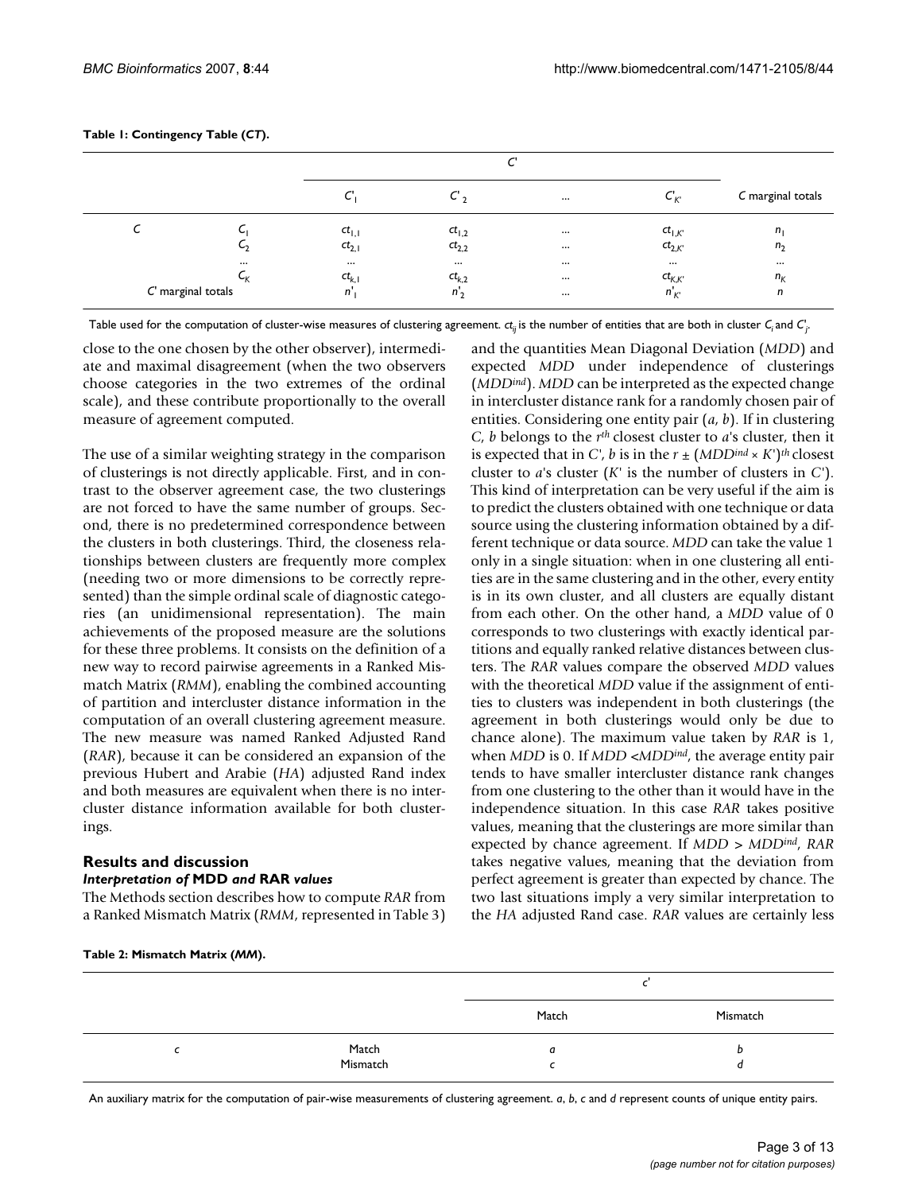**Table 1: Contingency Table (*CT*).**

| | | $C'$ | | | | |
|---|---|---|---|---|---|---|
| | | $C'_1$ | $C'_2$ | ... | $C'_{K'}$ | $C$ marginal totals |
| $C$ | $C_1$ | $ct_{1,1}$ | $ct_{1,2}$ | ... | $ct_{1,K'}$ | $n_1$ |
| | $C_2$ | $ct_{2,1}$ | $ct_{2,2}$ | ... | $ct_{2,K'}$ | $n_2$ |
| | ... | ... | ... | ... | ... | ... |
| | $C_K$ | $ct_{k,1}$ | $ct_{k,2}$ | ... | $ct_{K,K'}$ | $n_K$ |
| $C'$ marginal totals | | $n'_1$ | $n'_2$ | ... | $n'_{K'}$ | $n$ |

Table used for the computation of cluster-wise measures of clustering agreement. $ct_{ij}$ is the number of entities that are both in cluster $C_i$ and $C'_j$.

close to the one chosen by the other observer), intermediate and maximal disagreement (when the two observers choose categories in the two extremes of the ordinal scale), and these contribute proportionally to the overall measure of agreement computed.

The use of a similar weighting strategy in the comparison of clusterings is not directly applicable. First, and in contrast to the observer agreement case, the two clusterings are not forced to have the same number of groups. Second, there is no predetermined correspondence between the clusters in both clusterings. Third, the closeness relationships between clusters are frequently more complex (needing two or more dimensions to be correctly represented) than the simple ordinal scale of diagnostic categories (an unidimensional representation). The main achievements of the proposed measure are the solutions for these three problems. It consists on the definition of a new way to record pairwise agreements in a Ranked Mismatch Matrix (*RMM*), enabling the combined accounting of partition and intercluster distance information in the computation of an overall clustering agreement measure. The new measure was named Ranked Adjusted Rand (*RAR*), because it can be considered an expansion of the previous Hubert and Arabie (*HA*) adjusted Rand index and both measures are equivalent when there is no intercluster distance information available for both clusterings.

## Results and discussion

### *Interpretation of* MDD *and* RAR *values*

The Methods section describes how to compute *RAR* from a Ranked Mismatch Matrix (*RMM*, represented in Table 3) and the quantities Mean Diagonal Deviation (*MDD*) and expected *MDD* under independence of clusterings ($MDD^{ind}$). *MDD* can be interpreted as the expected change in intercluster distance rank for a randomly chosen pair of entities. Considering one entity pair ($a$, $b$). If in clustering $C$, $b$ belongs to the $r^{th}$ closest cluster to $a$'s cluster, then it is expected that in $C'$, $b$ is in the $r \pm (MDD^{ind} \times K')^{th}$ closest cluster to $a$'s cluster ($K'$ is the number of clusters in $C'$). This kind of interpretation can be very useful if the aim is to predict the clusters obtained with one technique or data source using the clustering information obtained by a different technique or data source. *MDD* can take the value 1 only in a single situation: when in one clustering all entities are in the same clustering and in the other, every entity is in its own cluster, and all clusters are equally distant from each other. On the other hand, a *MDD* value of 0 corresponds to two clusterings with exactly identical partitions and equally ranked relative distances between clusters. The *RAR* values compare the observed *MDD* values with the theoretical *MDD* value if the assignment of entities to clusters was independent in both clusterings (the agreement in both clusterings would only be due to chance alone). The maximum value taken by *RAR* is 1, when *MDD* is 0. If $MDD < MDD^{ind}$, the average entity pair tends to have smaller intercluster distance rank changes from one clustering to the other than it would have in the independence situation. In this case *RAR* takes positive values, meaning that the clusterings are more similar than expected by chance agreement. If $MDD > MDD^{ind}$, *RAR* takes negative values, meaning that the deviation from perfect agreement is greater than expected by chance. The two last situations imply a very similar interpretation to the *HA* adjusted Rand case. *RAR* values are certainly less

**Table 2: Mismatch Matrix (*MM*).**

| | | $c'$ | |
|---|---|---|---|
| | | Match | Mismatch |
| $c$ | Match | $a$ | $b$ |
| | Mismatch | $c$ | $d$ |

An auxiliary matrix for the computation of pair-wise measurements of clustering agreement. $a$, $b$, $c$ and $d$ represent counts of unique entity pairs.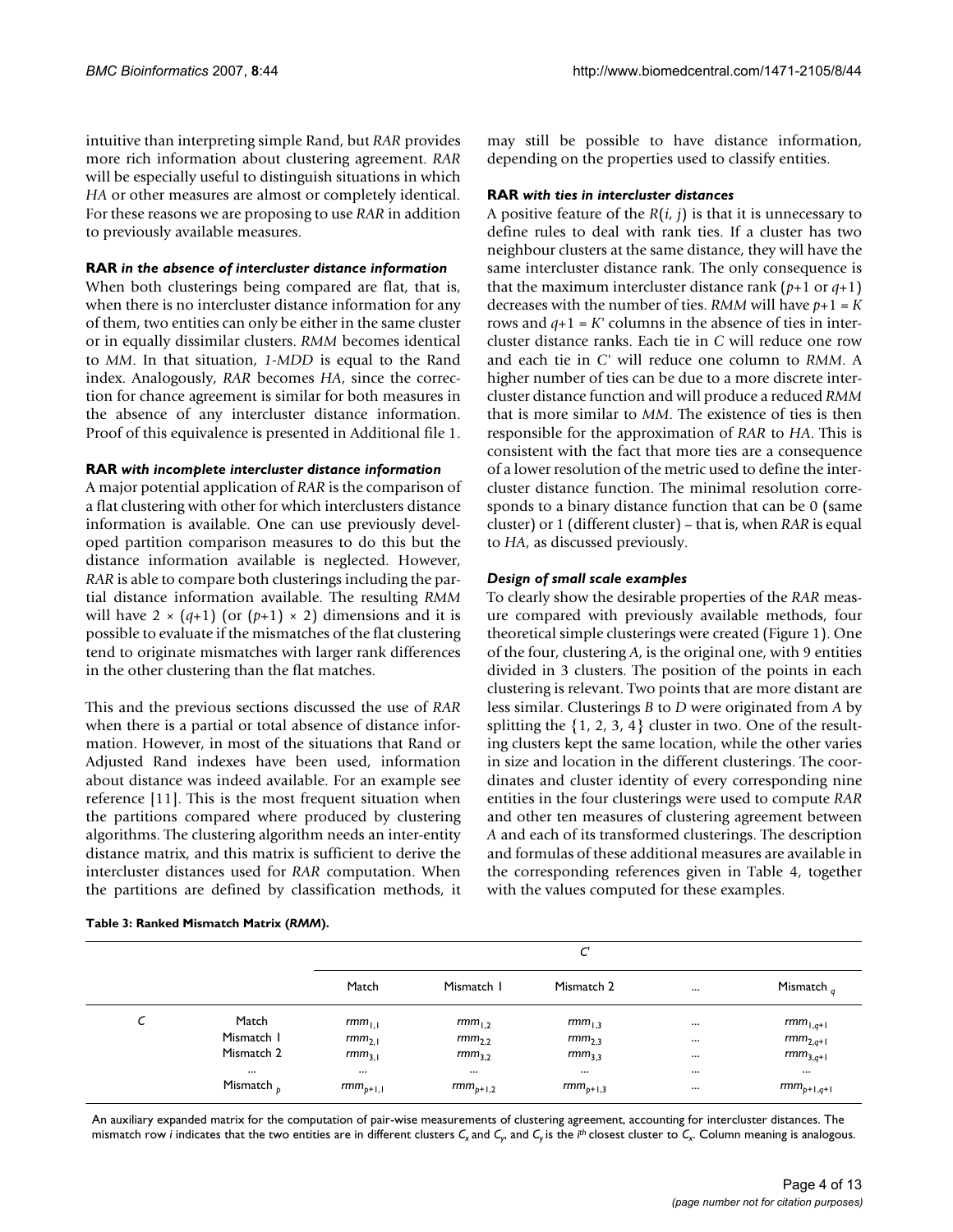intuitive than interpreting simple Rand, but *RAR* provides more rich information about clustering agreement. *RAR* will be especially useful to distinguish situations in which *HA* or other measures are almost or completely identical. For these reasons we are proposing to use *RAR* in addition to previously available measures.

### **RAR** *in the absence of intercluster distance information*

When both clusterings being compared are flat, that is, when there is no intercluster distance information for any of them, two entities can only be either in the same cluster or in equally dissimilar clusters. *RMM* becomes identical to *MM*. In that situation, *1-MDD* is equal to the Rand index. Analogously, *RAR* becomes *HA*, since the correction for chance agreement is similar for both measures in the absence of any intercluster distance information. Proof of this equivalence is presented in Additional file 1.

### **RAR** *with incomplete intercluster distance information*

A major potential application of *RAR* is the comparison of a flat clustering with other for which interclusters distance information is available. One can use previously developed partition comparison measures to do this but the distance information available is neglected. However, *RAR* is able to compare both clusterings including the partial distance information available. The resulting *RMM* will have $2 \times (q+1)$ (or $(p+1) \times 2$) dimensions and it is possible to evaluate if the mismatches of the flat clustering tend to originate mismatches with larger rank differences in the other clustering than the flat matches.

This and the previous sections discussed the use of *RAR* when there is a partial or total absence of distance information. However, in most of the situations that Rand or Adjusted Rand indexes have been used, information about distance was indeed available. For an example see reference [11]. This is the most frequent situation when the partitions compared where produced by clustering algorithms. The clustering algorithm needs an inter-entity distance matrix, and this matrix is sufficient to derive the intercluster distances used for *RAR* computation. When the partitions are defined by classification methods, it may still be possible to have distance information, depending on the properties used to classify entities.

### **RAR** *with ties in intercluster distances*

A positive feature of the $R(i, j)$ is that it is unnecessary to define rules to deal with rank ties. If a cluster has two neighbour clusters at the same distance, they will have the same intercluster distance rank. The only consequence is that the maximum intercluster distance rank ($p$+1 or $q$+1) decreases with the number of ties. *RMM* will have $p+1 = K$ rows and $q+1 = K'$ columns in the absence of ties in intercluster distance ranks. Each tie in *C* will reduce one row and each tie in *C'* will reduce one column to *RMM*. A higher number of ties can be due to a more discrete intercluster distance function and will produce a reduced *RMM* that is more similar to *MM*. The existence of ties is then responsible for the approximation of *RAR* to *HA*. This is consistent with the fact that more ties are a consequence of a lower resolution of the metric used to define the intercluster distance function. The minimal resolution corresponds to a binary distance function that can be 0 (same cluster) or 1 (different cluster) – that is, when *RAR* is equal to *HA*, as discussed previously.

### *Design of small scale examples*

To clearly show the desirable properties of the *RAR* measure compared with previously available methods, four theoretical simple clusterings were created (Figure 1). One of the four, clustering *A*, is the original one, with 9 entities divided in 3 clusters. The position of the points in each clustering is relevant. Two points that are more distant are less similar. Clusterings *B* to *D* were originated from *A* by splitting the {1, 2, 3, 4} cluster in two. One of the resulting clusters kept the same location, while the other varies in size and location in the different clusterings. The coordinates and cluster identity of every corresponding nine entities in the four clusterings were used to compute *RAR* and other ten measures of clustering agreement between *A* and each of its transformed clusterings. The description and formulas of these additional measures are available in the corresponding references given in Table 4, together with the values computed for these examples.

**Table 3: Ranked Mismatch Matrix (*RMM*).**

| | | *C'* | | | | |
|---|---|---|---|---|---|---|
| | | Match | Mismatch 1 | Mismatch 2 | ... | Mismatch $_q$ |
| *C* | Match | $rmm_{1,1}$ | $rmm_{1,2}$ | $rmm_{1,3}$ | ... | $rmm_{1,q+1}$ |
| | Mismatch 1 | $rmm_{2,1}$ | $rmm_{2,2}$ | $rmm_{2,3}$ | ... | $rmm_{2,q+1}$ |
| | Mismatch 2 | $rmm_{3,1}$ | $rmm_{3,2}$ | $rmm_{3,3}$ | ... | $rmm_{3,q+1}$ |
| | ... | ... | ... | ... | ... | ... |
| | Mismatch $_p$ | $rmm_{p+1,1}$ | $rmm_{p+1,2}$ | $rmm_{p+1,3}$ | ... | $rmm_{p+1,q+1}$ |

An auxiliary expanded matrix for the computation of pair-wise measurements of clustering agreement, accounting for intercluster distances. The mismatch row *i* indicates that the two entities are in different clusters $C_x$ and $C_y$, and $C_y$ is the $i^{th}$ closest cluster to $C_x$. Column meaning is analogous.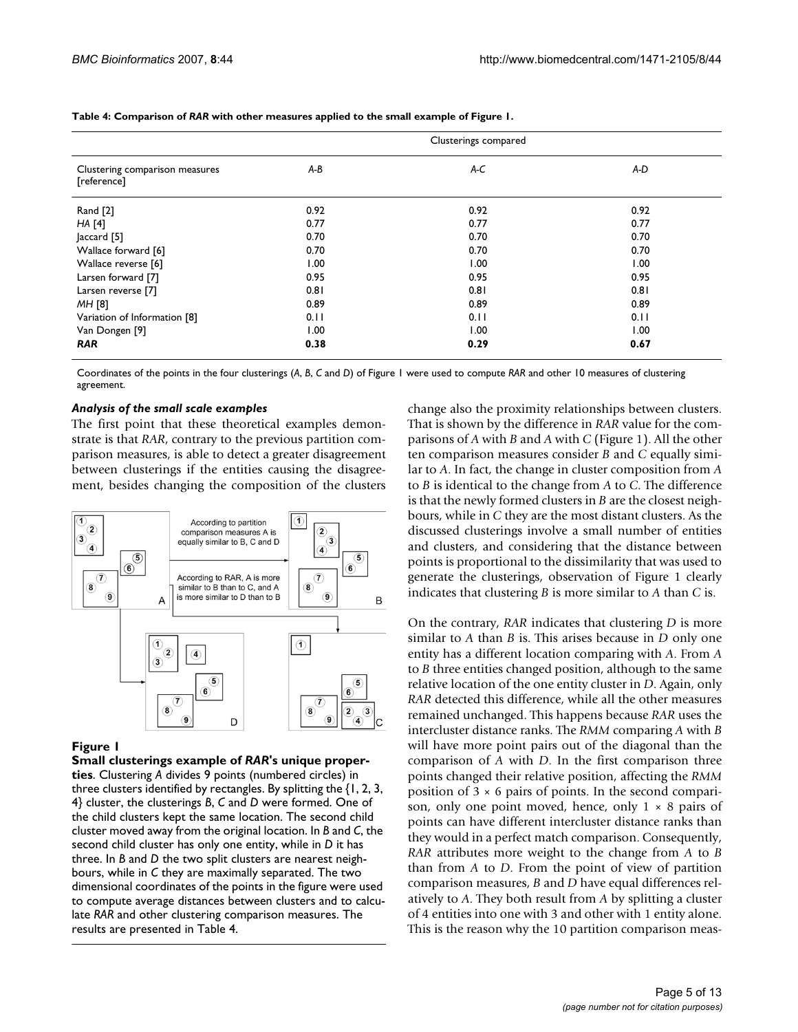**Table 4: Comparison of *RAR* with other measures applied to the small example of Figure 1.**

| | Clusterings compared | | |
|---|---|---|---|
| Clustering comparison measures [reference] | *A-B* | *A-C* | *A-D* |
| Rand [2] | 0.92 | 0.92 | 0.92 |
| *HA* [4] | 0.77 | 0.77 | 0.77 |
| Jaccard [5] | 0.70 | 0.70 | 0.70 |
| Wallace forward [6] | 0.70 | 0.70 | 0.70 |
| Wallace reverse [6] | 1.00 | 1.00 | 1.00 |
| Larsen forward [7] | 0.95 | 0.95 | 0.95 |
| Larsen reverse [7] | 0.81 | 0.81 | 0.81 |
| *MH* [8] | 0.89 | 0.89 | 0.89 |
| Variation of Information [8] | 0.11 | 0.11 | 0.11 |
| Van Dongen [9] | 1.00 | 1.00 | 1.00 |
| ***RAR*** | **0.38** | **0.29** | **0.67** |

Coordinates of the points in the four clusterings (*A*, *B*, *C* and *D*) of Figure 1 were used to compute *RAR* and other 10 measures of clustering agreement.

### *Analysis of the small scale examples*

The first point that these theoretical examples demonstrate is that *RAR*, contrary to the previous partition comparison measures, is able to detect a greater disagreement between clusterings if the entities causing the disagreement, besides changing the composition of the clusters change also the proximity relationships between clusters. That is shown by the difference in *RAR* value for the comparisons of *A* with *B* and *A* with *C* (Figure 1). All the other ten comparison measures consider *B* and *C* equally similar to *A*. In fact, the change in cluster composition from *A* to *B* is identical to the change from *A* to *C*. The difference is that the newly formed clusters in *B* are the closest neighbours, while in *C* they are the most distant clusters. As the discussed clusterings involve a small number of entities and clusters, and considering that the distance between points is proportional to the dissimilarity that was used to generate the clusterings, observation of Figure 1 clearly indicates that clustering *B* is more similar to *A* than *C* is.

**Figure 1**

**Small clusterings example of *RAR*'s unique properties**. Clustering *A* divides 9 points (numbered circles) in three clusters identified by rectangles. By splitting the {1, 2, 3, 4} cluster, the clusterings *B*, *C* and *D* were formed. One of the child clusters kept the same location. The second child cluster moved away from the original location. In *B* and *C*, the second child cluster has only one entity, while in *D* it has three. In *B* and *D* the two split clusters are nearest neighbours, while in *C* they are maximally separated. The two dimensional coordinates of the points in the figure were used to compute average distances between clusters and to calculate *RAR* and other clustering comparison measures. The results are presented in Table 4.

On the contrary, *RAR* indicates that clustering *D* is more similar to *A* than *B* is. This arises because in *D* only one entity has a different location comparing with *A*. From *A* to *B* three entities changed position, although to the same relative location of the one entity cluster in *D*. Again, only *RAR* detected this difference, while all the other measures remained unchanged. This happens because *RAR* uses the intercluster distance ranks. The *RMM* comparing *A* with *B* will have more point pairs out of the diagonal than the comparison of *A* with *D*. In the first comparison three points changed their relative position, affecting the *RMM* position of $3 \times 6$ pairs of points. In the second comparison, only one point moved, hence, only $1 \times 8$ pairs of points can have different intercluster distance ranks than they would in a perfect match comparison. Consequently, *RAR* attributes more weight to the change from *A* to *B* than from *A* to *D*. From the point of view of partition comparison measures, *B* and *D* have equal differences relatively to *A*. They both result from *A* by splitting a cluster of 4 entities into one with 3 and other with 1 entity alone. This is the reason why the 10 partition comparison meas-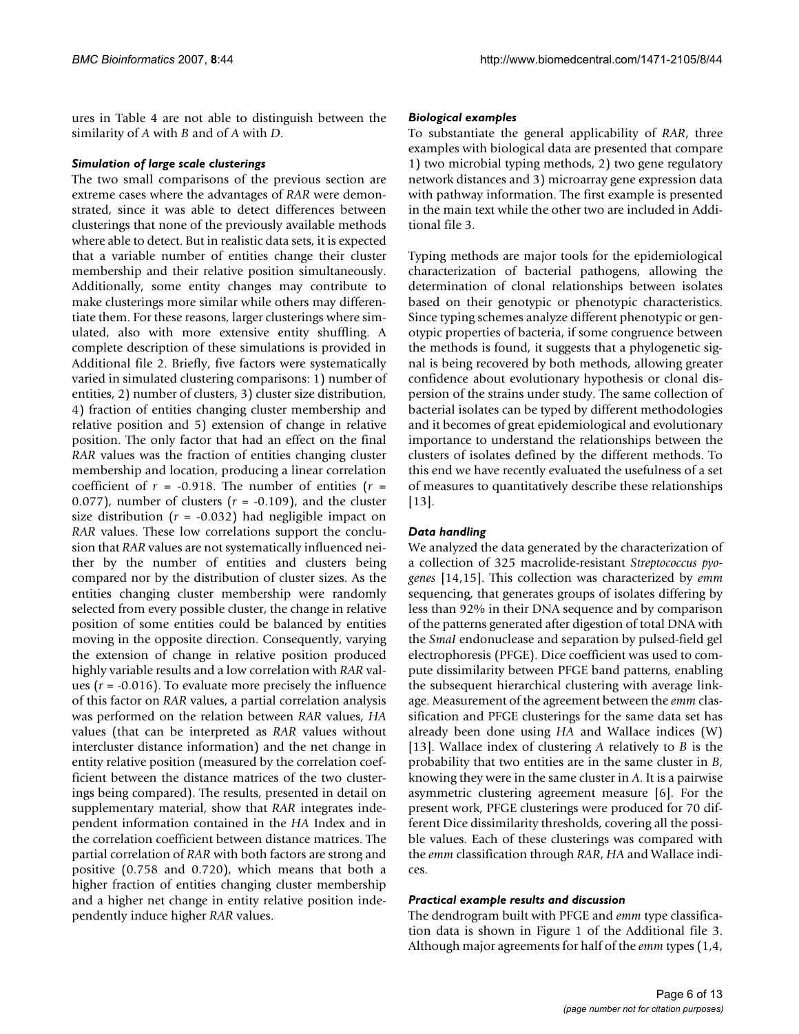ures in Table 4 are not able to distinguish between the similarity of *A* with *B* and of *A* with *D*.

### *Simulation of large scale clusterings*

The two small comparisons of the previous section are extreme cases where the advantages of *RAR* were demonstrated, since it was able to detect differences between clusterings that none of the previously available methods where able to detect. But in realistic data sets, it is expected that a variable number of entities change their cluster membership and their relative position simultaneously. Additionally, some entity changes may contribute to make clusterings more similar while others may differentiate them. For these reasons, larger clusterings where simulated, also with more extensive entity shuffling. A complete description of these simulations is provided in Additional file 2. Briefly, five factors were systematically varied in simulated clustering comparisons: 1) number of entities, 2) number of clusters, 3) cluster size distribution, 4) fraction of entities changing cluster membership and relative position and 5) extension of change in relative position. The only factor that had an effect on the final *RAR* values was the fraction of entities changing cluster membership and location, producing a linear correlation coefficient of $r$ = -0.918. The number of entities ($r$ = 0.077), number of clusters ($r$ = -0.109), and the cluster size distribution ($r$ = -0.032) had negligible impact on *RAR* values. These low correlations support the conclusion that *RAR* values are not systematically influenced neither by the number of entities and clusters being compared nor by the distribution of cluster sizes. As the entities changing cluster membership were randomly selected from every possible cluster, the change in relative position of some entities could be balanced by entities moving in the opposite direction. Consequently, varying the extension of change in relative position produced highly variable results and a low correlation with *RAR* values ($r$ = -0.016). To evaluate more precisely the influence of this factor on *RAR* values, a partial correlation analysis was performed on the relation between *RAR* values, *HA* values (that can be interpreted as *RAR* values without intercluster distance information) and the net change in entity relative position (measured by the correlation coefficient between the distance matrices of the two clusterings being compared). The results, presented in detail on supplementary material, show that *RAR* integrates independent information contained in the *HA* Index and in the correlation coefficient between distance matrices. The partial correlation of *RAR* with both factors are strong and positive (0.758 and 0.720), which means that both a higher fraction of entities changing cluster membership and a higher net change in entity relative position independently induce higher *RAR* values.

### *Biological examples*

To substantiate the general applicability of *RAR*, three examples with biological data are presented that compare 1) two microbial typing methods, 2) two gene regulatory network distances and 3) microarray gene expression data with pathway information. The first example is presented in the main text while the other two are included in Additional file 3.

Typing methods are major tools for the epidemiological characterization of bacterial pathogens, allowing the determination of clonal relationships between isolates based on their genotypic or phenotypic characteristics. Since typing schemes analyze different phenotypic or genotypic properties of bacteria, if some congruence between the methods is found, it suggests that a phylogenetic signal is being recovered by both methods, allowing greater confidence about evolutionary hypothesis or clonal dispersion of the strains under study. The same collection of bacterial isolates can be typed by different methodologies and it becomes of great epidemiological and evolutionary importance to understand the relationships between the clusters of isolates defined by the different methods. To this end we have recently evaluated the usefulness of a set of measures to quantitatively describe these relationships [13].

### *Data handling*

We analyzed the data generated by the characterization of a collection of 325 macrolide-resistant *Streptococcus pyogenes* [14,15]. This collection was characterized by *emm* sequencing, that generates groups of isolates differing by less than 92% in their DNA sequence and by comparison of the patterns generated after digestion of total DNA with the *SmaI* endonuclease and separation by pulsed-field gel electrophoresis (PFGE). Dice coefficient was used to compute dissimilarity between PFGE band patterns, enabling the subsequent hierarchical clustering with average linkage. Measurement of the agreement between the *emm* classification and PFGE clusterings for the same data set has already been done using *HA* and Wallace indices (W) [13]. Wallace index of clustering *A* relatively to *B* is the probability that two entities are in the same cluster in *B*, knowing they were in the same cluster in *A*. It is a pairwise asymmetric clustering agreement measure [6]. For the present work, PFGE clusterings were produced for 70 different Dice dissimilarity thresholds, covering all the possible values. Each of these clusterings was compared with the *emm* classification through *RAR*, *HA* and Wallace indices.

### *Practical example results and discussion*

The dendrogram built with PFGE and *emm* type classification data is shown in Figure 1 of the Additional file 3. Although major agreements for half of the *emm* types (1,4,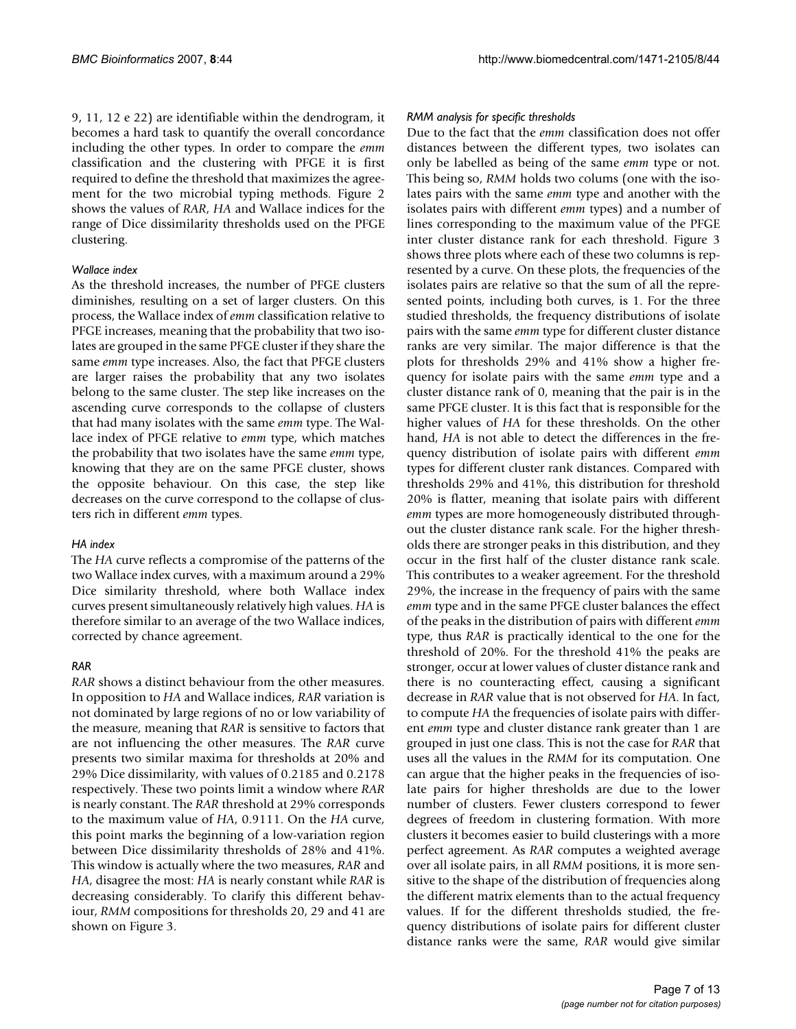9, 11, 12 e 22) are identifiable within the dendrogram, it becomes a hard task to quantify the overall concordance including the other types. In order to compare the *emm* classification and the clustering with PFGE it is first required to define the threshold that maximizes the agreement for the two microbial typing methods. Figure 2 shows the values of *RAR*, *HA* and Wallace indices for the range of Dice dissimilarity thresholds used on the PFGE clustering.

#### *Wallace index*

As the threshold increases, the number of PFGE clusters diminishes, resulting on a set of larger clusters. On this process, the Wallace index of *emm* classification relative to PFGE increases, meaning that the probability that two isolates are grouped in the same PFGE cluster if they share the same *emm* type increases. Also, the fact that PFGE clusters are larger raises the probability that any two isolates belong to the same cluster. The step like increases on the ascending curve corresponds to the collapse of clusters that had many isolates with the same *emm* type. The Wallace index of PFGE relative to *emm* type, which matches the probability that two isolates have the same *emm* type, knowing that they are on the same PFGE cluster, shows the opposite behaviour. On this case, the step like decreases on the curve correspond to the collapse of clusters rich in different *emm* types.

#### *HA index*

The *HA* curve reflects a compromise of the patterns of the two Wallace index curves, with a maximum around a 29% Dice similarity threshold, where both Wallace index curves present simultaneously relatively high values. *HA* is therefore similar to an average of the two Wallace indices, corrected by chance agreement.

#### *RAR*

*RAR* shows a distinct behaviour from the other measures. In opposition to *HA* and Wallace indices, *RAR* variation is not dominated by large regions of no or low variability of the measure, meaning that *RAR* is sensitive to factors that are not influencing the other measures. The *RAR* curve presents two similar maxima for thresholds at 20% and 29% Dice dissimilarity, with values of 0.2185 and 0.2178 respectively. These two points limit a window where *RAR* is nearly constant. The *RAR* threshold at 29% corresponds to the maximum value of *HA*, 0.9111. On the *HA* curve, this point marks the beginning of a low-variation region between Dice dissimilarity thresholds of 28% and 41%. This window is actually where the two measures, *RAR* and *HA*, disagree the most: *HA* is nearly constant while *RAR* is decreasing considerably. To clarify this different behaviour, *RMM* compositions for thresholds 20, 29 and 41 are shown on Figure 3.

#### *RMM analysis for specific thresholds*

Due to the fact that the *emm* classification does not offer distances between the different types, two isolates can only be labelled as being of the same *emm* type or not. This being so, *RMM* holds two colums (one with the isolates pairs with the same *emm* type and another with the isolates pairs with different *emm* types) and a number of lines corresponding to the maximum value of the PFGE inter cluster distance rank for each threshold. Figure 3 shows three plots where each of these two columns is represented by a curve. On these plots, the frequencies of the isolates pairs are relative so that the sum of all the represented points, including both curves, is 1. For the three studied thresholds, the frequency distributions of isolate pairs with the same *emm* type for different cluster distance ranks are very similar. The major difference is that the plots for thresholds 29% and 41% show a higher frequency for isolate pairs with the same *emm* type and a cluster distance rank of 0, meaning that the pair is in the same PFGE cluster. It is this fact that is responsible for the higher values of *HA* for these thresholds. On the other hand, *HA* is not able to detect the differences in the frequency distribution of isolate pairs with different *emm* types for different cluster rank distances. Compared with thresholds 29% and 41%, this distribution for threshold 20% is flatter, meaning that isolate pairs with different *emm* types are more homogeneously distributed throughout the cluster distance rank scale. For the higher thresholds there are stronger peaks in this distribution, and they occur in the first half of the cluster distance rank scale. This contributes to a weaker agreement. For the threshold 29%, the increase in the frequency of pairs with the same *emm* type and in the same PFGE cluster balances the effect of the peaks in the distribution of pairs with different *emm* type, thus *RAR* is practically identical to the one for the threshold of 20%. For the threshold 41% the peaks are stronger, occur at lower values of cluster distance rank and there is no counteracting effect, causing a significant decrease in *RAR* value that is not observed for *HA*. In fact, to compute *HA* the frequencies of isolate pairs with different *emm* type and cluster distance rank greater than 1 are grouped in just one class. This is not the case for *RAR* that uses all the values in the *RMM* for its computation. One can argue that the higher peaks in the frequencies of isolate pairs for higher thresholds are due to the lower number of clusters. Fewer clusters correspond to fewer degrees of freedom in clustering formation. With more clusters it becomes easier to build clusterings with a more perfect agreement. As *RAR* computes a weighted average over all isolate pairs, in all *RMM* positions, it is more sensitive to the shape of the distribution of frequencies along the different matrix elements than to the actual frequency values. If for the different thresholds studied, the frequency distributions of isolate pairs for different cluster distance ranks were the same, *RAR* would give similar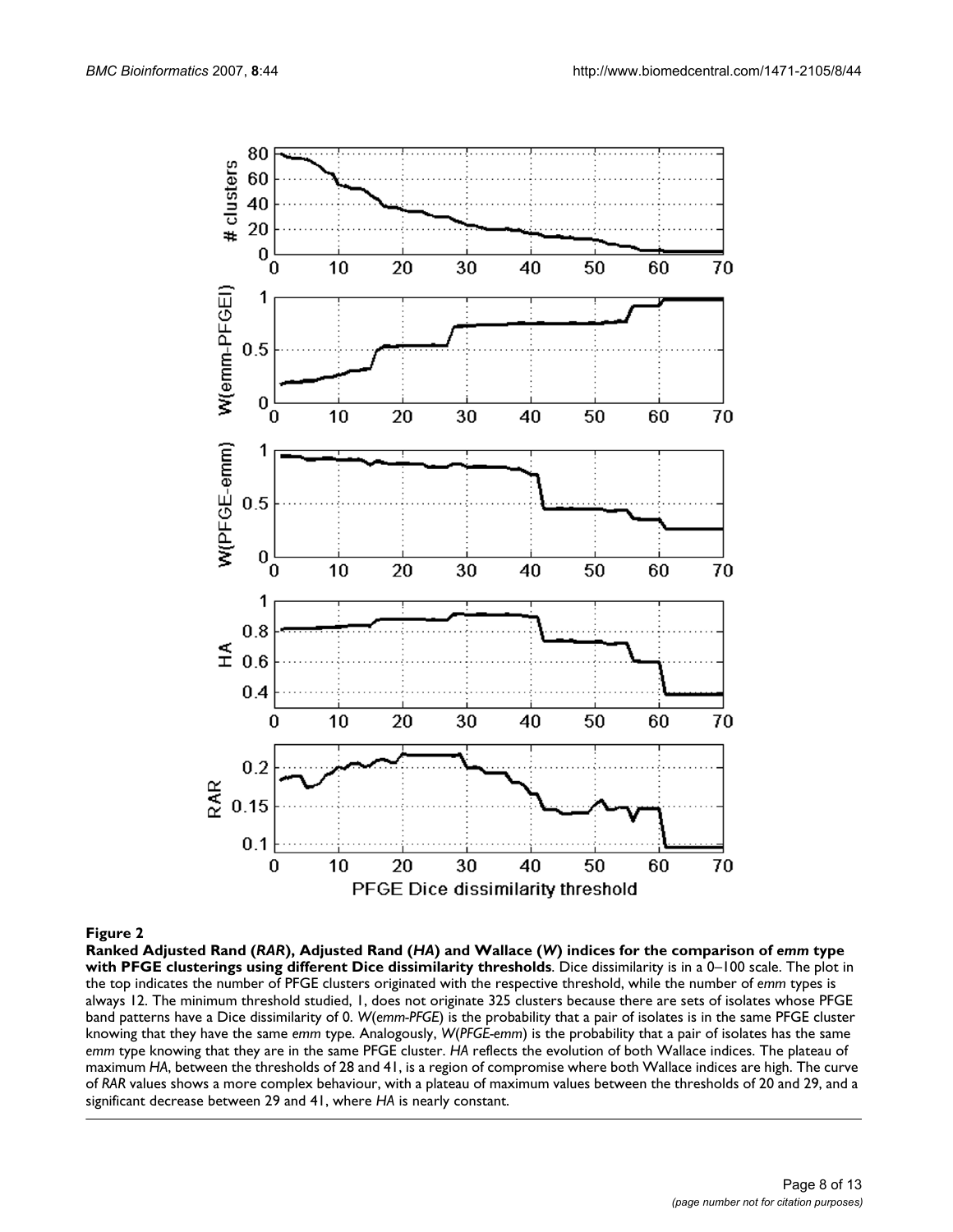# clusters

80

60

40

20

0

W(emm-PFGE)

1

0.5

0

W(PFGE-emm)

1

0.5

0

HA

1

0.8

0.6

0.4

RAR

0.2

0.15

0.1

0 10 20 30 40 50 60 70

PFGE Dice dissimilarity threshold

**Figure 2**

**Ranked Adjusted Rand (*RAR*), Adjusted Rand (*HA*) and Wallace (*W*) indices for the comparison of *emm* type with PFGE clusterings using different Dice dissimilarity thresholds**. Dice dissimilarity is in a 0–100 scale. The plot in the top indicates the number of PFGE clusters originated with the respective threshold, while the number of *emm* types is always 12. The minimum threshold studied, 1, does not originate 325 clusters because there are sets of isolates whose PFGE band patterns have a Dice dissimilarity of 0. *W*(*emm-PFGE*) is the probability that a pair of isolates is in the same PFGE cluster knowing that they have the same *emm* type. Analogously, *W*(*PFGE-emm*) is the probability that a pair of isolates has the same *emm* type knowing that they are in the same PFGE cluster. *HA* reflects the evolution of both Wallace indices. The plateau of maximum *HA*, between the thresholds of 28 and 41, is a region of compromise where both Wallace indices are high. The curve of *RAR* values shows a more complex behaviour, with a plateau of maximum values between the thresholds of 20 and 29, and a significant decrease between 29 and 41, where *HA* is nearly constant.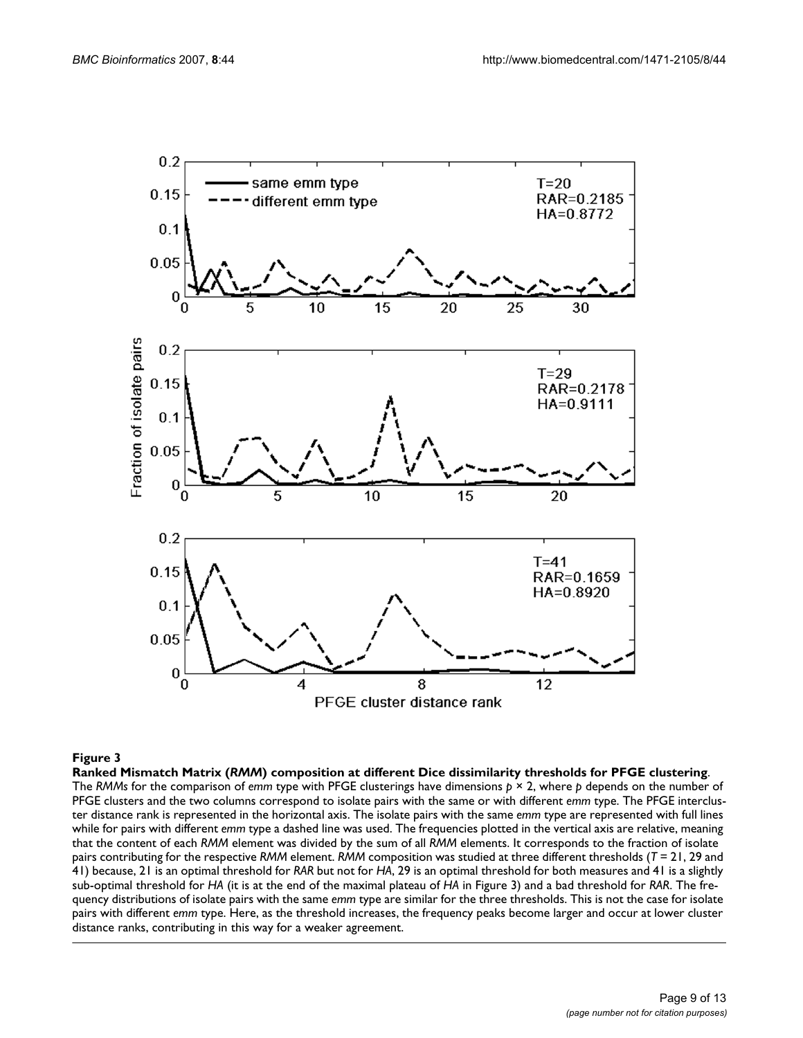same emm type

different emm type

T=20
RAR=0.2185
HA=0.8772

Fraction of isolate pairs

T=29
RAR=0.2178
HA=0.9111

T=41
RAR=0.1659
HA=0.8920

PFGE cluster distance rank

**Figure 3**

**Ranked Mismatch Matrix (*RMM*) composition at different Dice dissimilarity thresholds for PFGE clustering**. The *RMMs* for the comparison of *emm* type with PFGE clusterings have dimensions $p \times 2$, where $p$ depends on the number of PFGE clusters and the two columns correspond to isolate pairs with the same or with different *emm* type. The PFGE intercluster distance rank is represented in the horizontal axis. The isolate pairs with the same *emm* type are represented with full lines while for pairs with different *emm* type a dashed line was used. The frequencies plotted in the vertical axis are relative, meaning that the content of each *RMM* element was divided by the sum of all *RMM* elements. It corresponds to the fraction of isolate pairs contributing for the respective *RMM* element. *RMM* composition was studied at three different thresholds ($T$ = 21, 29 and 41) because, 21 is an optimal threshold for *RAR* but not for *HA*, 29 is an optimal threshold for both measures and 41 is a slightly sub-optimal threshold for *HA* (it is at the end of the maximal plateau of *HA* in Figure 3) and a bad threshold for *RAR*. The frequency distributions of isolate pairs with the same *emm* type are similar for the three thresholds. This is not the case for isolate pairs with different *emm* type. Here, as the threshold increases, the frequency peaks become larger and occur at lower cluster distance ranks, contributing in this way for a weaker agreement.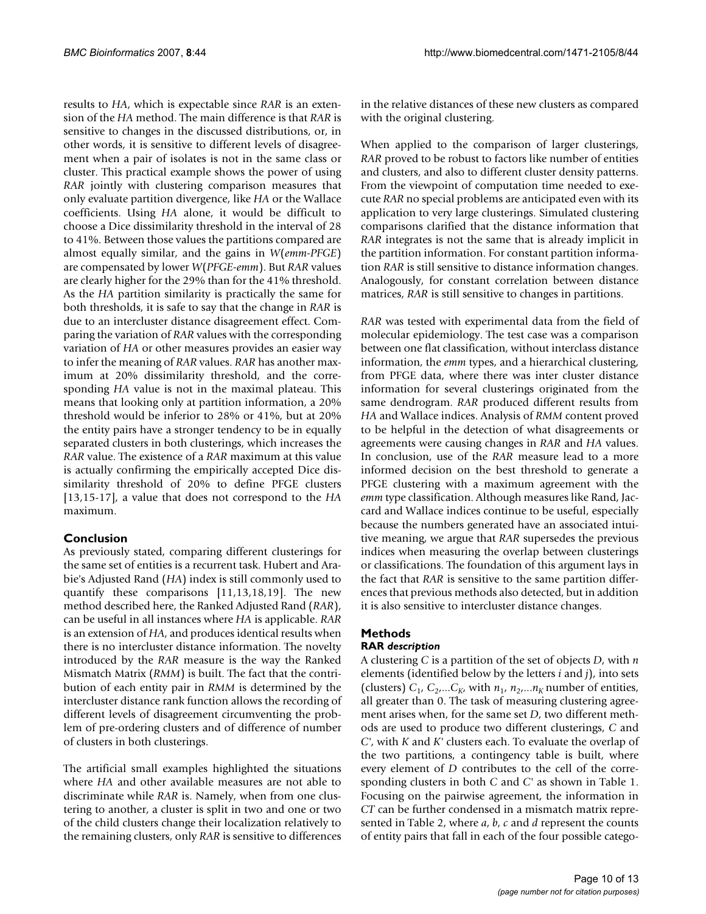results to *HA*, which is expectable since *RAR* is an extension of the *HA* method. The main difference is that *RAR* is sensitive to changes in the discussed distributions, or, in other words, it is sensitive to different levels of disagreement when a pair of isolates is not in the same class or cluster. This practical example shows the power of using *RAR* jointly with clustering comparison measures that only evaluate partition divergence, like *HA* or the Wallace coefficients. Using *HA* alone, it would be difficult to choose a Dice dissimilarity threshold in the interval of 28 to 41%. Between those values the partitions compared are almost equally similar, and the gains in *W*(*emm-PFGE*) are compensated by lower *W*(*PFGE-emm*). But *RAR* values are clearly higher for the 29% than for the 41% threshold. As the *HA* partition similarity is practically the same for both thresholds, it is safe to say that the change in *RAR* is due to an intercluster distance disagreement effect. Comparing the variation of *RAR* values with the corresponding variation of *HA* or other measures provides an easier way to infer the meaning of *RAR* values. *RAR* has another maximum at 20% dissimilarity threshold, and the corresponding *HA* value is not in the maximal plateau. This means that looking only at partition information, a 20% threshold would be inferior to 28% or 41%, but at 20% the entity pairs have a stronger tendency to be in equally separated clusters in both clusterings, which increases the *RAR* value. The existence of a *RAR* maximum at this value is actually confirming the empirically accepted Dice dissimilarity threshold of 20% to define PFGE clusters [13,15-17], a value that does not correspond to the *HA* maximum.

## Conclusion

As previously stated, comparing different clusterings for the same set of entities is a recurrent task. Hubert and Arabie's Adjusted Rand (*HA*) index is still commonly used to quantify these comparisons [11,13,18,19]. The new method described here, the Ranked Adjusted Rand (*RAR*), can be useful in all instances where *HA* is applicable. *RAR* is an extension of *HA*, and produces identical results when there is no intercluster distance information. The novelty introduced by the *RAR* measure is the way the Ranked Mismatch Matrix (*RMM*) is built. The fact that the contribution of each entity pair in *RMM* is determined by the intercluster distance rank function allows the recording of different levels of disagreement circumventing the problem of pre-ordering clusters and of difference of number of clusters in both clusterings.

The artificial small examples highlighted the situations where *HA* and other available measures are not able to discriminate while *RAR* is. Namely, when from one clustering to another, a cluster is split in two and one or two of the child clusters change their localization relatively to the remaining clusters, only *RAR* is sensitive to differences in the relative distances of these new clusters as compared with the original clustering.

When applied to the comparison of larger clusterings, *RAR* proved to be robust to factors like number of entities and clusters, and also to different cluster density patterns. From the viewpoint of computation time needed to execute *RAR* no special problems are anticipated even with its application to very large clusterings. Simulated clustering comparisons clarified that the distance information that *RAR* integrates is not the same that is already implicit in the partition information. For constant partition information *RAR* is still sensitive to distance information changes. Analogously, for constant correlation between distance matrices, *RAR* is still sensitive to changes in partitions.

*RAR* was tested with experimental data from the field of molecular epidemiology. The test case was a comparison between one flat classification, without interclass distance information, the *emm* types, and a hierarchical clustering, from PFGE data, where there was inter cluster distance information for several clusterings originated from the same dendrogram. *RAR* produced different results from *HA* and Wallace indices. Analysis of *RMM* content proved to be helpful in the detection of what disagreements or agreements were causing changes in *RAR* and *HA* values. In conclusion, use of the *RAR* measure lead to a more informed decision on the best threshold to generate a PFGE clustering with a maximum agreement with the *emm* type classification. Although measures like Rand, Jaccard and Wallace indices continue to be useful, especially because the numbers generated have an associated intuitive meaning, we argue that *RAR* supersedes the previous indices when measuring the overlap between clusterings or classifications. The foundation of this argument lays in the fact that *RAR* is sensitive to the same partition differences that previous methods also detected, but in addition it is also sensitive to intercluster distance changes.

## Methods

### RAR *description*

A clustering $C$ is a partition of the set of objects $D$, with $n$ elements (identified below by the letters $i$ and $j$), into sets (clusters) $C_1, C_2,...C_K$, with $n_1, n_2,...n_K$ number of entities, all greater than 0. The task of measuring clustering agreement arises when, for the same set $D$, two different methods are used to produce two different clusterings, $C$ and $C'$, with $K$ and $K'$ clusters each. To evaluate the overlap of the two partitions, a contingency table is built, where every element of $D$ contributes to the cell of the corresponding clusters in both $C$ and $C'$ as shown in Table 1. Focusing on the pairwise agreement, the information in *CT* can be further condensed in a mismatch matrix represented in Table 2, where $a$, $b$, $c$ and $d$ represent the counts of entity pairs that fall in each of the four possible catego-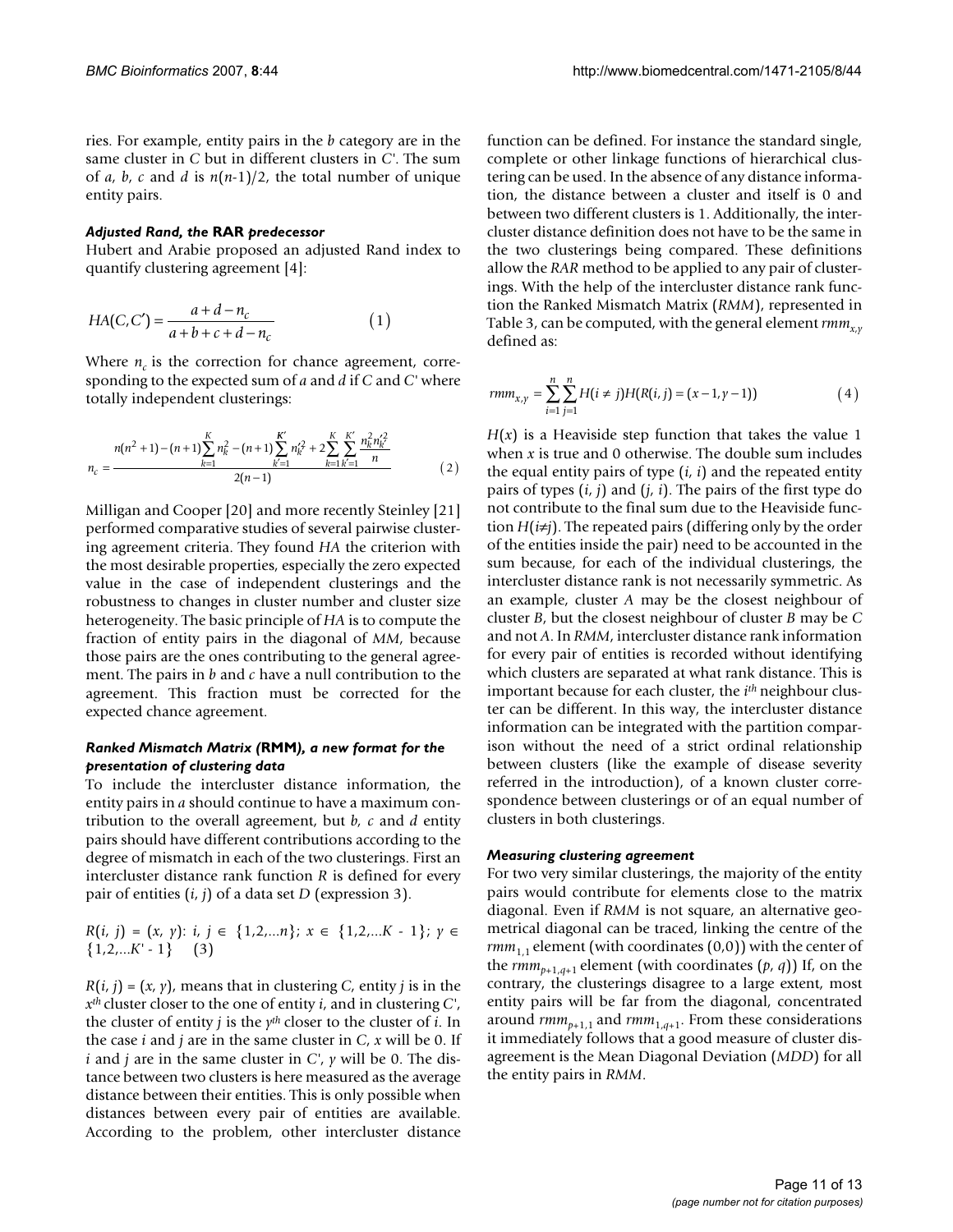ries. For example, entity pairs in the $b$ category are in the same cluster in $C$ but in different clusters in $C'$. The sum of $a$, $b$, $c$ and $d$ is $n(n-1)/2$, the total number of unique entity pairs.

### *Adjusted Rand, the* RAR *predecessor*

Hubert and Arabie proposed an adjusted Rand index to quantify clustering agreement [4]:

$$HA(C,C') = \frac{a+d-n_c}{a+b+c+d-n_c} \qquad (1)$$

Where $n_c$ is the correction for chance agreement, corresponding to the expected sum of $a$ and $d$ if $C$ and $C'$ where totally independent clusterings:

$$n_c = \frac{n(n^2+1)-(n+1)\sum_{k=1}^{K} n_k^2 - (n+1)\sum_{k'=1}^{K'} n_{k'}'^2 + 2\sum_{k=1}^{K}\sum_{k'=1}^{K'} \frac{n_k^2 n_{k'}'^2}{n}}{2(n-1)} \qquad (2)$$

Milligan and Cooper [20] and more recently Steinley [21] performed comparative studies of several pairwise clustering agreement criteria. They found *HA* the criterion with the most desirable properties, especially the zero expected value in the case of independent clusterings and the robustness to changes in cluster number and cluster size heterogeneity. The basic principle of *HA* is to compute the fraction of entity pairs in the diagonal of *MM*, because those pairs are the ones contributing to the general agreement. The pairs in $b$ and $c$ have a null contribution to the agreement. This fraction must be corrected for the expected chance agreement.

### *Ranked Mismatch Matrix (*RMM*), a new format for the presentation of clustering data*

To include the intercluster distance information, the entity pairs in $a$ should continue to have a maximum contribution to the overall agreement, but $b$, $c$ and $d$ entity pairs should have different contributions according to the degree of mismatch in each of the two clusterings. First an intercluster distance rank function $R$ is defined for every pair of entities $(i, j)$ of a data set $D$ (expression 3).

$R(i, j) = (x, y)$: $i, j \in \{1,2,...n\}$; $x \in \{1,2,...K - 1\}$; $y \in \{1,2,...K' - 1\}$ (3)

$R(i, j) = (x, y)$, means that in clustering $C$, entity $j$ is in the $x^{th}$ cluster closer to the one of entity $i$, and in clustering $C'$, the cluster of entity $j$ is the $y^{th}$ closer to the cluster of $i$. In the case $i$ and $j$ are in the same cluster in $C$, $x$ will be 0. If $i$ and $j$ are in the same cluster in $C'$, $y$ will be 0. The distance between two clusters is here measured as the average distance between their entities. This is only possible when distances between every pair of entities are available. According to the problem, other intercluster distance function can be defined. For instance the standard single, complete or other linkage functions of hierarchical clustering can be used. In the absence of any distance information, the distance between a cluster and itself is 0 and between two different clusters is 1. Additionally, the intercluster distance definition does not have to be the same in the two clusterings being compared. These definitions allow the *RAR* method to be applied to any pair of clusterings. With the help of the intercluster distance rank function the Ranked Mismatch Matrix (*RMM*), represented in Table 3, can be computed, with the general element $rmm_{x,y}$ defined as:

$$rmm_{x,y} = \sum_{i=1}^{n}\sum_{j=1}^{n} H(i \neq j)H(R(i,j) = (x-1, y-1)) \qquad (4)$$

$H(x)$ is a Heaviside step function that takes the value 1 when $x$ is true and 0 otherwise. The double sum includes the equal entity pairs of type $(i, i)$ and the repeated entity pairs of types $(i, j)$ and $(j, i)$. The pairs of the first type do not contribute to the final sum due to the Heaviside function $H(i \neq j)$. The repeated pairs (differing only by the order of the entities inside the pair) need to be accounted in the sum because, for each of the individual clusterings, the intercluster distance rank is not necessarily symmetric. As an example, cluster *A* may be the closest neighbour of cluster *B*, but the closest neighbour of cluster *B* may be *C* and not *A*. In *RMM*, intercluster distance rank information for every pair of entities is recorded without identifying which clusters are separated at what rank distance. This is important because for each cluster, the $i^{th}$ neighbour cluster can be different. In this way, the intercluster distance information can be integrated with the partition comparison without the need of a strict ordinal relationship between clusters (like the example of disease severity referred in the introduction), of a known cluster correspondence between clusterings or of an equal number of clusters in both clusterings.

### *Measuring clustering agreement*

For two very similar clusterings, the majority of the entity pairs would contribute for elements close to the matrix diagonal. Even if *RMM* is not square, an alternative geometrical diagonal can be traced, linking the centre of the $rmm_{1,1}$ element (with coordinates (0,0)) with the center of the $rmm_{p+1,q+1}$ element (with coordinates $(p, q)$) If, on the contrary, the clusterings disagree to a large extent, most entity pairs will be far from the diagonal, concentrated around $rmm_{p+1,1}$ and $rmm_{1,q+1}$. From these considerations it immediately follows that a good measure of cluster disagreement is the Mean Diagonal Deviation (*MDD*) for all the entity pairs in *RMM*.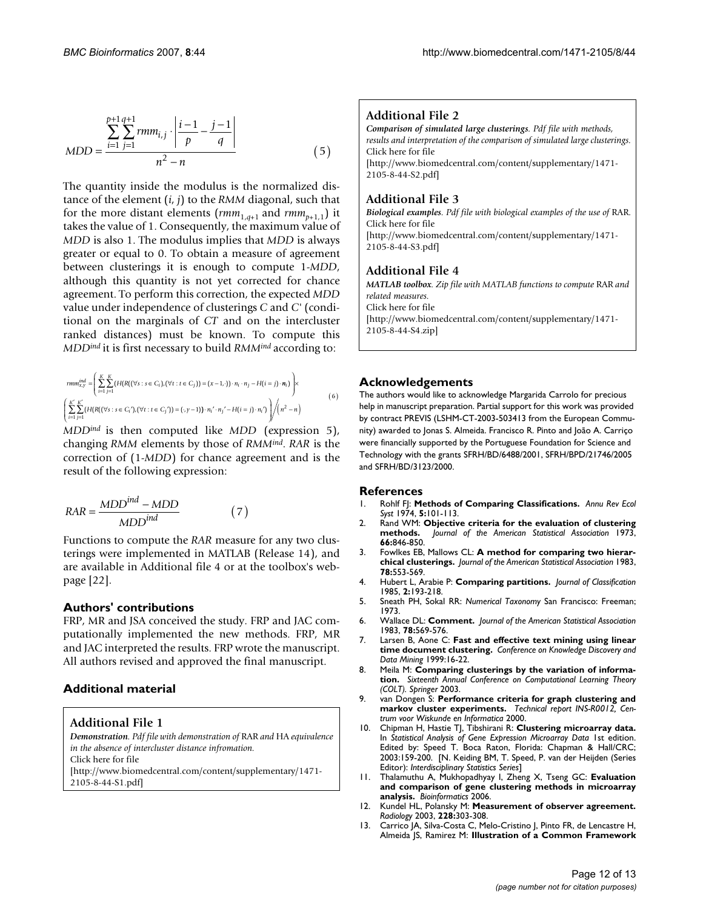$$MDD = \frac{\sum_{i=1}^{p+1}\sum_{j=1}^{q+1} rmm_{i,j} \cdot \left| \frac{i-1}{p} - \frac{j-1}{q} \right|}{n^2 - n} \qquad (5)$$

The quantity inside the modulus is the normalized distance of the element $(i, j)$ to the *RMM* diagonal, such that for the more distant elements ($rmm_{1,q+1}$ and $rmm_{p+1,1}$) it takes the value of 1. Consequently, the maximum value of *MDD* is also 1. The modulus implies that *MDD* is always greater or equal to 0. To obtain a measure of agreement between clusterings it is enough to compute 1-*MDD*, although this quantity is not yet corrected for chance agreement. To perform this correction, the expected *MDD* value under independence of clusterings *C* and *C*' (conditional on the marginals of *CT* and on the intercluster ranked distances) must be known. To compute this $MDD^{ind}$ it is first necessary to build $RMM^{ind}$ according to:

$$rmm_{x,y}^{ind} = \left( \sum_{i=1}^{K} \sum_{j=1}^{K} \left( H(R((\forall s : s \in C_i), (\forall t : t \in C_j)) = (x-1, \cdot)) \cdot n_i \cdot n_j - H(i=j) \cdot n_i \right) \right) \times \left( \sum_{i=1}^{K'} \sum_{j=1}^{K'} \left( H(R((\forall s : s \in C_i'), (\forall t : t \in C_j')) = (\cdot, y-1)) \cdot n_i' \cdot n_j' - H(i=j) \cdot n_i' \right) \right) \Big/ \left(n^2 - n\right) \qquad (6)$$

$MDD^{ind}$ is then computed like *MDD* (expression 5), changing *RMM* elements by those of $RMM^{ind}$. *RAR* is the correction of (1-*MDD*) for chance agreement and is the result of the following expression:

$$RAR = \frac{MDD^{ind} - MDD}{MDD^{ind}} \qquad (7)$$

Functions to compute the *RAR* measure for any two clusterings were implemented in MATLAB (Release 14), and are available in Additional file 4 or at the toolbox's webpage [22].

## Authors' contributions

FRP, MR and JSA conceived the study. FRP and JAC computationally implemented the new methods. FRP, MR and JAC interpreted the results. FRP wrote the manuscript. All authors revised and approved the final manuscript.

## Additional material

### Additional File 1

***Demonstration**. Pdf file with demonstration of* RAR *and* HA *equivalence in the absence of intercluster distance infromation.*
Click here for file
[http://www.biomedcentral.com/content/supplementary/1471-2105-8-44-S1.pdf]

### Additional File 2

***Comparison of simulated large clusterings**. Pdf file with methods, results and interpretation of the comparison of simulated large clusterings.*
Click here for file
[http://www.biomedcentral.com/content/supplementary/1471-2105-8-44-S2.pdf]

### Additional File 3

***Biological examples**. Pdf file with biological examples of the use of* RAR.
Click here for file
[http://www.biomedcentral.com/content/supplementary/1471-2105-8-44-S3.pdf]

### Additional File 4

***MATLAB toolbox**. Zip file with MATLAB functions to compute* RAR *and related measures.*
Click here for file
[http://www.biomedcentral.com/content/supplementary/1471-2105-8-44-S4.zip]

## Acknowledgements

The authors would like to acknowledge Margarida Carrolo for precious help in manuscript preparation. Partial support for this work was provided by contract PREVIS (LSHM-CT-2003-503413 from the European Community) awarded to Jonas S. Almeida. Francisco R. Pinto and João A. Carriço were financially supported by the Portuguese Foundation for Science and Technology with the grants SFRH/BD/6488/2001, SFRH/BPD/21746/2005 and SFRH/BD/3123/2000.

## References

1. Rohlf FJ: **Methods of Comparing Classifications.** *Annu Rev Ecol Syst* 1974, **5:**101-113.
2. Rand WM: **Objective criteria for the evaluation of clustering methods.** *Journal of the American Statistical Association* 1973, **66:**846-850.
3. Fowlkes EB, Mallows CL: **A method for comparing two hierarchical clusterings.** *Journal of the American Statistical Association* 1983, **78:**553-569.
4. Hubert L, Arabie P: **Comparing partitions.** *Journal of Classification* 1985, **2:**193-218.
5. Sneath PH, Sokal RR: *Numerical Taxonomy* San Francisco: Freeman; 1973.
6. Wallace DL: **Comment.** *Journal of the American Statistical Association* 1983, **78:**569-576.
7. Larsen B, Aone C: **Fast and effective text mining using linear time document clustering.** *Conference on Knowledge Discovery and Data Mining* 1999:16-22.
8. Meila M: **Comparing clusterings by the variation of information.** *Sixteenth Annual Conference on Computational Learning Theory (COLT). Springer* 2003.
9. van Dongen S: **Performance criteria for graph clustering and markov cluster experiments.** *Technical report INS-R0012, Centrum voor Wiskunde en Informatica* 2000.
10. Chipman H, Hastie TJ, Tibshirani R: **Clustering microarray data.** In *Statistical Analysis of Gene Expression Microarray Data* 1st edition. Edited by: Speed T. Boca Raton, Florida: Chapman & Hall/CRC; 2003:159-200. [N. Keiding BM, T. Speed, P. van der Heijden (Series Editor): *Interdisciplinary Statistics Series*]
11. Thalamuthu A, Mukhopadhyay I, Zheng X, Tseng GC: **Evaluation and comparison of gene clustering methods in microarray analysis.** *Bioinformatics* 2006.
12. Kundel HL, Polansky M: **Measurement of observer agreement.** *Radiology* 2003, **228:**303-308.
13. Carrico JA, Silva-Costa C, Melo-Cristino J, Pinto FR, de Lencastre H, Almeida JS, Ramirez M: **Illustration of a Common Framework**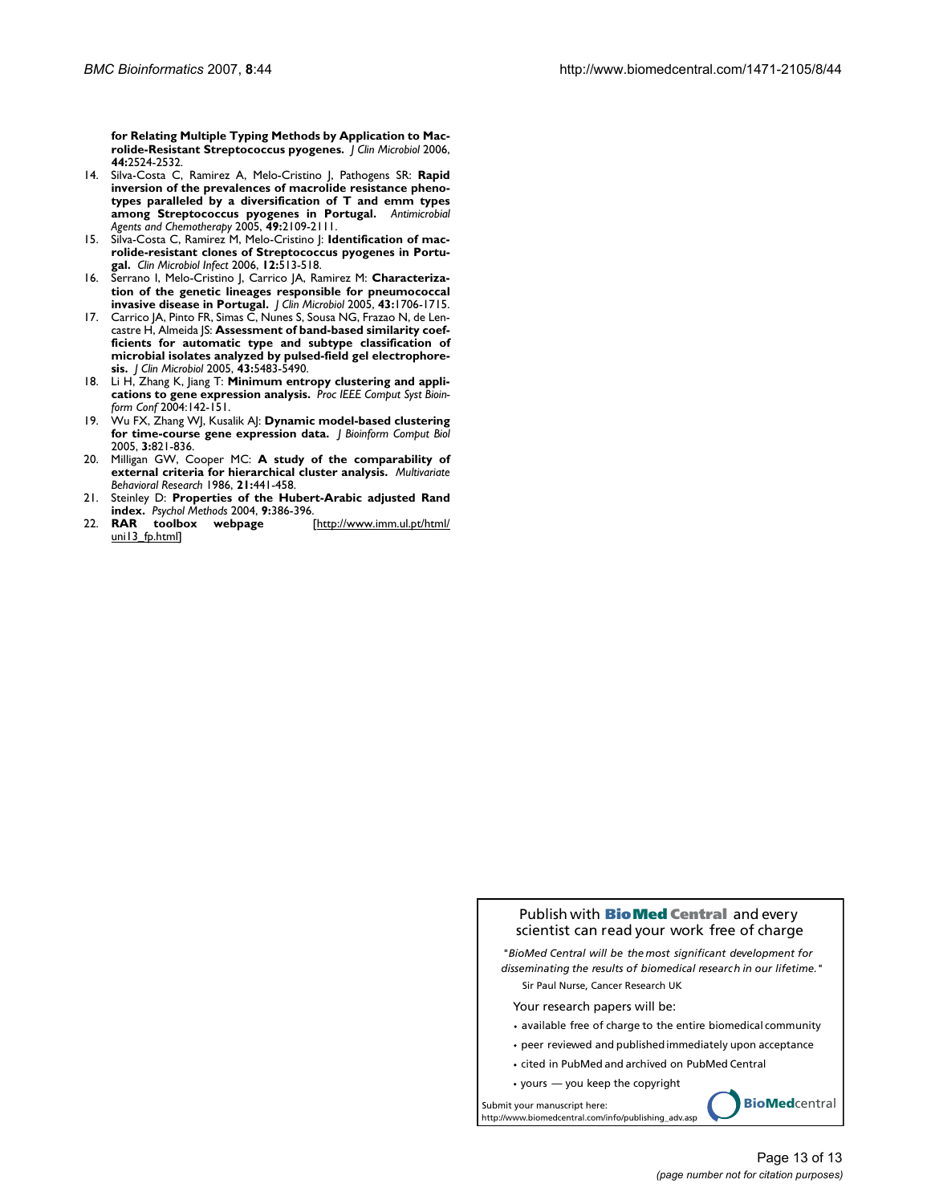**for Relating Multiple Typing Methods by Application to Macrolide-Resistant Streptococcus pyogenes.** *J Clin Microbiol* 2006, **44:**2524-2532.

14. Silva-Costa C, Ramirez A, Melo-Cristino J, Pathogens SR: **Rapid inversion of the prevalences of macrolide resistance phenotypes paralleled by a diversification of T and emm types among Streptococcus pyogenes in Portugal.** *Antimicrobial Agents and Chemotherapy* 2005, **49:**2109-2111.
15. Silva-Costa C, Ramirez M, Melo-Cristino J: **Identification of macrolide-resistant clones of Streptococcus pyogenes in Portugal.** *Clin Microbiol Infect* 2006, **12:**513-518.
16. Serrano I, Melo-Cristino J, Carrico JA, Ramirez M: **Characterization of the genetic lineages responsible for pneumococcal invasive disease in Portugal.** *J Clin Microbiol* 2005, **43:**1706-1715.
17. Carrico JA, Pinto FR, Simas C, Nunes S, Sousa NG, Frazao N, de Lencastre H, Almeida JS: **Assessment of band-based similarity coefficients for automatic type and subtype classification of microbial isolates analyzed by pulsed-field gel electrophoresis.** *J Clin Microbiol* 2005, **43:**5483-5490.
18. Li H, Zhang K, Jiang T: **Minimum entropy clustering and applications to gene expression analysis.** *Proc IEEE Comput Syst Bioinform Conf* 2004:142-151.
19. Wu FX, Zhang WJ, Kusalik AJ: **Dynamic model-based clustering for time-course gene expression data.** *J Bioinform Comput Biol* 2005, **3:**821-836.
20. Milligan GW, Cooper MC: **A study of the comparability of external criteria for hierarchical cluster analysis.** *Multivariate Behavioral Research* 1986, **21:**441-458.
21. Steinley D: **Properties of the Hubert-Arabic adjusted Rand index.** *Psychol Methods* 2004, **9:**386-396.
22. **RAR toolbox webpage** [http://www.imm.ul.pt/html/uni13_fp.html]

Publish with **BioMed Central** and every scientist can read your work free of charge

*"BioMed Central will be the most significant development for disseminating the results of biomedical research in our lifetime."*

Sir Paul Nurse, Cancer Research UK

Your research papers will be:

- available free of charge to the entire biomedical community
- peer reviewed and published immediately upon acceptance
- cited in PubMed and archived on PubMed Central
- yours — you keep the copyright

Submit your manuscript here:
http://www.biomedcentral.com/info/publishing_adv.asp

**BioMed**central